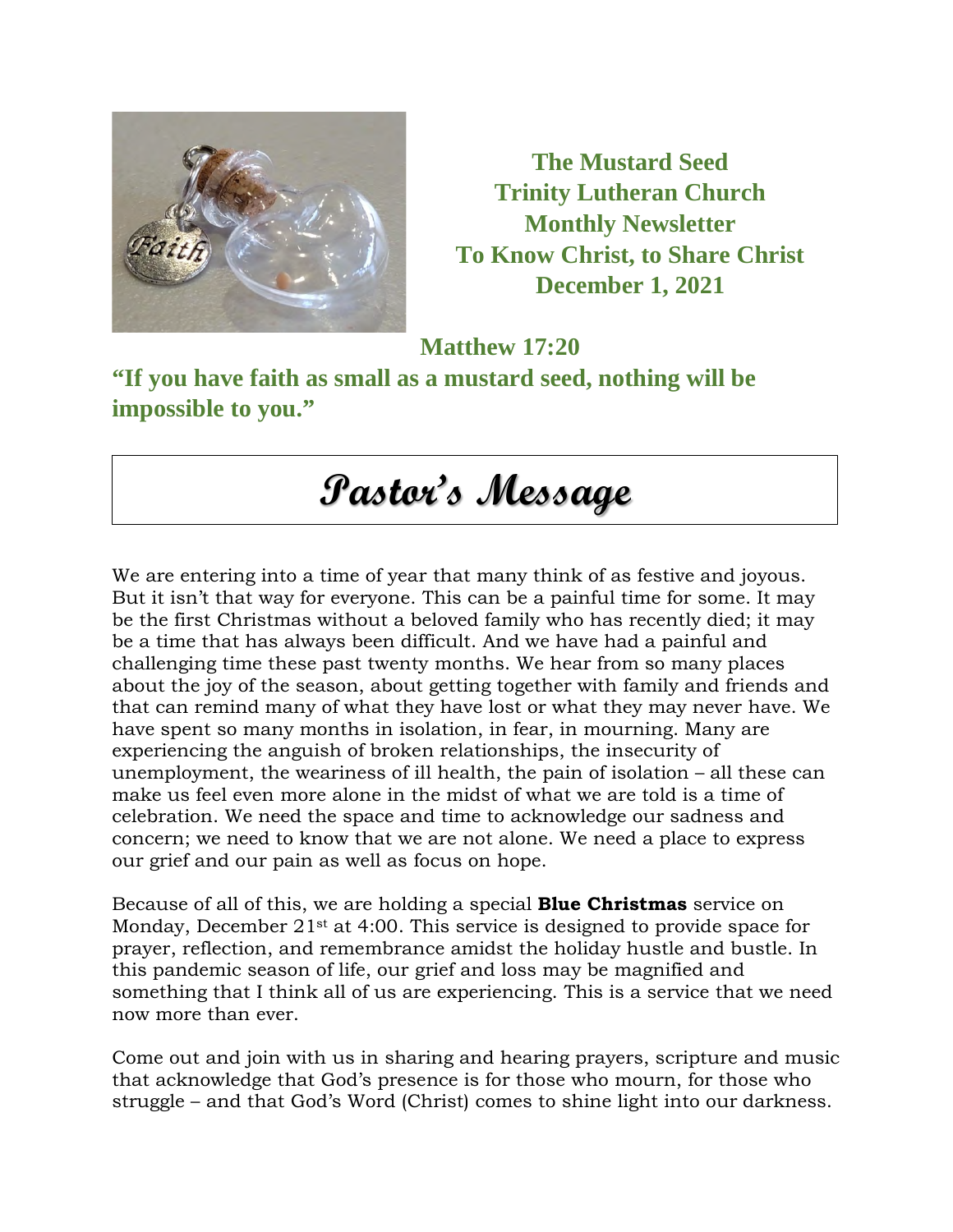**The Mustard Seed**
**Trinity Lutheran Church**
**Monthly Newsletter**
**To Know Christ, to Share Christ**
**December 1, 2021**

**Matthew 17:20**

**"If you have faith as small as a mustard seed, nothing will be impossible to you."**

# Pastor's Message

We are entering into a time of year that many think of as festive and joyous. But it isn't that way for everyone. This can be a painful time for some. It may be the first Christmas without a beloved family who has recently died; it may be a time that has always been difficult. And we have had a painful and challenging time these past twenty months. We hear from so many places about the joy of the season, about getting together with family and friends and that can remind many of what they have lost or what they may never have. We have spent so many months in isolation, in fear, in mourning. Many are experiencing the anguish of broken relationships, the insecurity of unemployment, the weariness of ill health, the pain of isolation – all these can make us feel even more alone in the midst of what we are told is a time of celebration. We need the space and time to acknowledge our sadness and concern; we need to know that we are not alone. We need a place to express our grief and our pain as well as focus on hope.

Because of all of this, we are holding a special **Blue Christmas** service on Monday, December 21st at 4:00. This service is designed to provide space for prayer, reflection, and remembrance amidst the holiday hustle and bustle. In this pandemic season of life, our grief and loss may be magnified and something that I think all of us are experiencing. This is a service that we need now more than ever.

Come out and join with us in sharing and hearing prayers, scripture and music that acknowledge that God's presence is for those who mourn, for those who struggle – and that God's Word (Christ) comes to shine light into our darkness.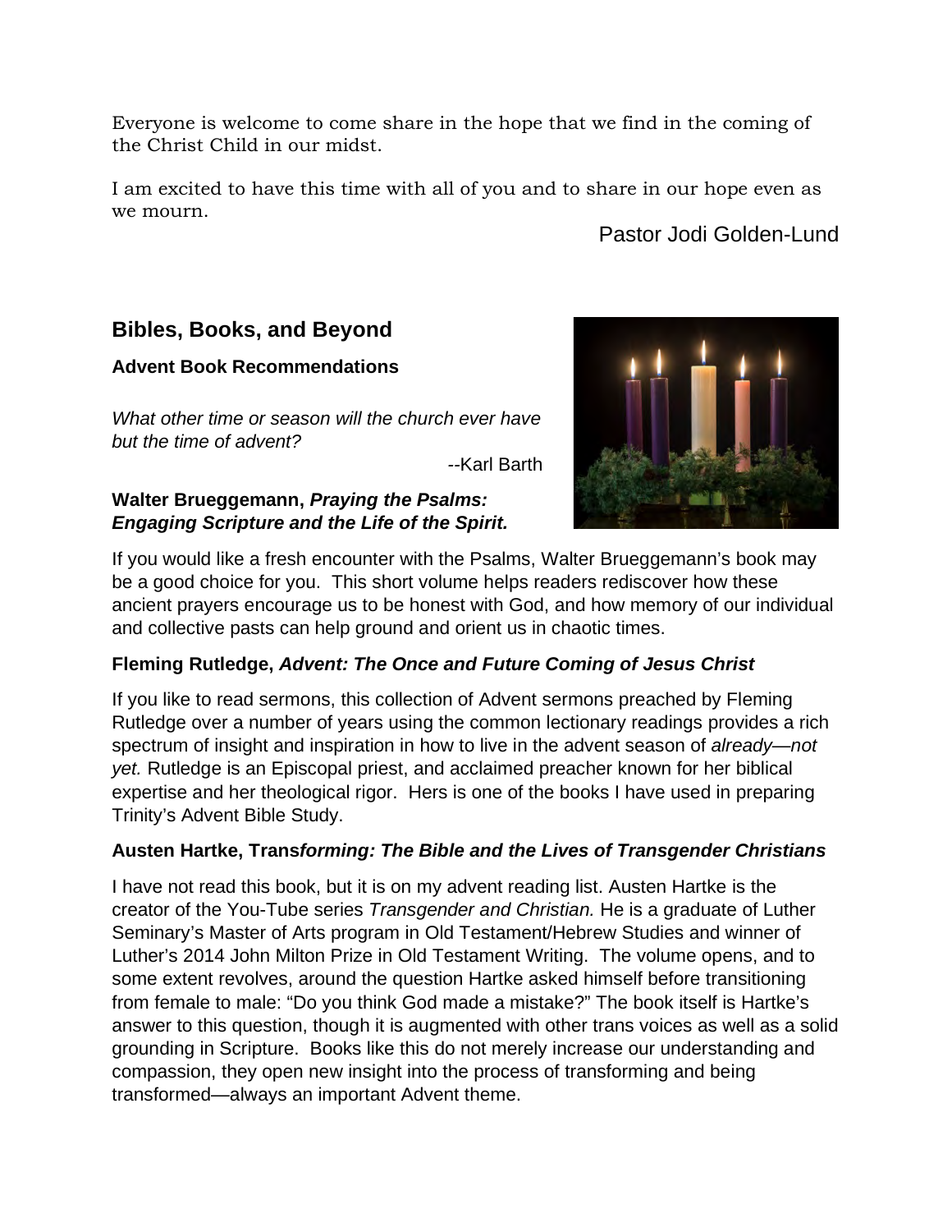Everyone is welcome to come share in the hope that we find in the coming of the Christ Child in our midst.

I am excited to have this time with all of you and to share in our hope even as we mourn.

Pastor Jodi Golden-Lund

## Bibles, Books, and Beyond

### Advent Book Recommendations

*What other time or season will the church ever have but the time of advent?*

--Karl Barth

**Walter Brueggemann, *Praying the Psalms: Engaging Scripture and the Life of the Spirit.***

If you would like a fresh encounter with the Psalms, Walter Brueggemann's book may be a good choice for you. This short volume helps readers rediscover how these ancient prayers encourage us to be honest with God, and how memory of our individual and collective pasts can help ground and orient us in chaotic times.

**Fleming Rutledge, *Advent: The Once and Future Coming of Jesus Christ***

If you like to read sermons, this collection of Advent sermons preached by Fleming Rutledge over a number of years using the common lectionary readings provides a rich spectrum of insight and inspiration in how to live in the advent season of *already—not yet.* Rutledge is an Episcopal priest, and acclaimed preacher known for her biblical expertise and her theological rigor. Hers is one of the books I have used in preparing Trinity's Advent Bible Study.

**Austen Hartke, Trans*forming: The Bible and the Lives of Transgender Christians***

I have not read this book, but it is on my advent reading list. Austen Hartke is the creator of the You-Tube series *Transgender and Christian.* He is a graduate of Luther Seminary's Master of Arts program in Old Testament/Hebrew Studies and winner of Luther's 2014 John Milton Prize in Old Testament Writing. The volume opens, and to some extent revolves, around the question Hartke asked himself before transitioning from female to male: "Do you think God made a mistake?" The book itself is Hartke's answer to this question, though it is augmented with other trans voices as well as a solid grounding in Scripture. Books like this do not merely increase our understanding and compassion, they open new insight into the process of transforming and being transformed—always an important Advent theme.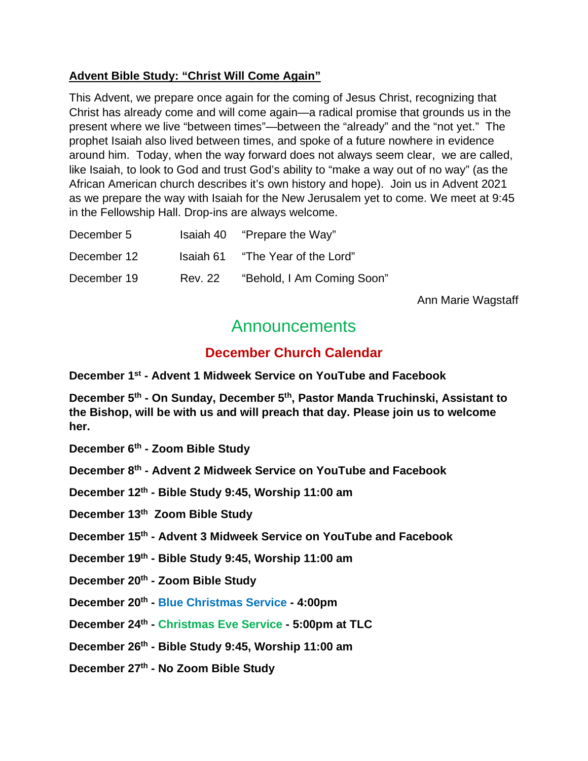**Advent Bible Study: "Christ Will Come Again"**

This Advent, we prepare once again for the coming of Jesus Christ, recognizing that Christ has already come and will come again—a radical promise that grounds us in the present where we live "between times"—between the "already" and the "not yet." The prophet Isaiah also lived between times, and spoke of a future nowhere in evidence around him. Today, when the way forward does not always seem clear, we are called, like Isaiah, to look to God and trust God's ability to "make a way out of no way" (as the African American church describes it's own history and hope). Join us in Advent 2021 as we prepare the way with Isaiah for the New Jerusalem yet to come. We meet at 9:45 in the Fellowship Hall. Drop-ins are always welcome.

| | | |
|---|---|---|
| December 5 | Isaiah 40 | "Prepare the Way" |
| December 12 | Isaiah 61 | "The Year of the Lord" |
| December 19 | Rev. 22 | "Behold, I Am Coming Soon" |

Ann Marie Wagstaff

# Announcements

## December Church Calendar

**December 1st - Advent 1 Midweek Service on YouTube and Facebook**

**December 5th - On Sunday, December 5th, Pastor Manda Truchinski, Assistant to the Bishop, will be with us and will preach that day. Please join us to welcome her.**

**December 6th - Zoom Bible Study**

**December 8th - Advent 2 Midweek Service on YouTube and Facebook**

**December 12th - Bible Study 9:45, Worship 11:00 am**

**December 13th Zoom Bible Study**

**December 15th - Advent 3 Midweek Service on YouTube and Facebook**

**December 19th - Bible Study 9:45, Worship 11:00 am**

**December 20th - Zoom Bible Study**

**December 20th - Blue Christmas Service - 4:00pm**

**December 24th - Christmas Eve Service - 5:00pm at TLC**

**December 26th - Bible Study 9:45, Worship 11:00 am**

**December 27th - No Zoom Bible Study**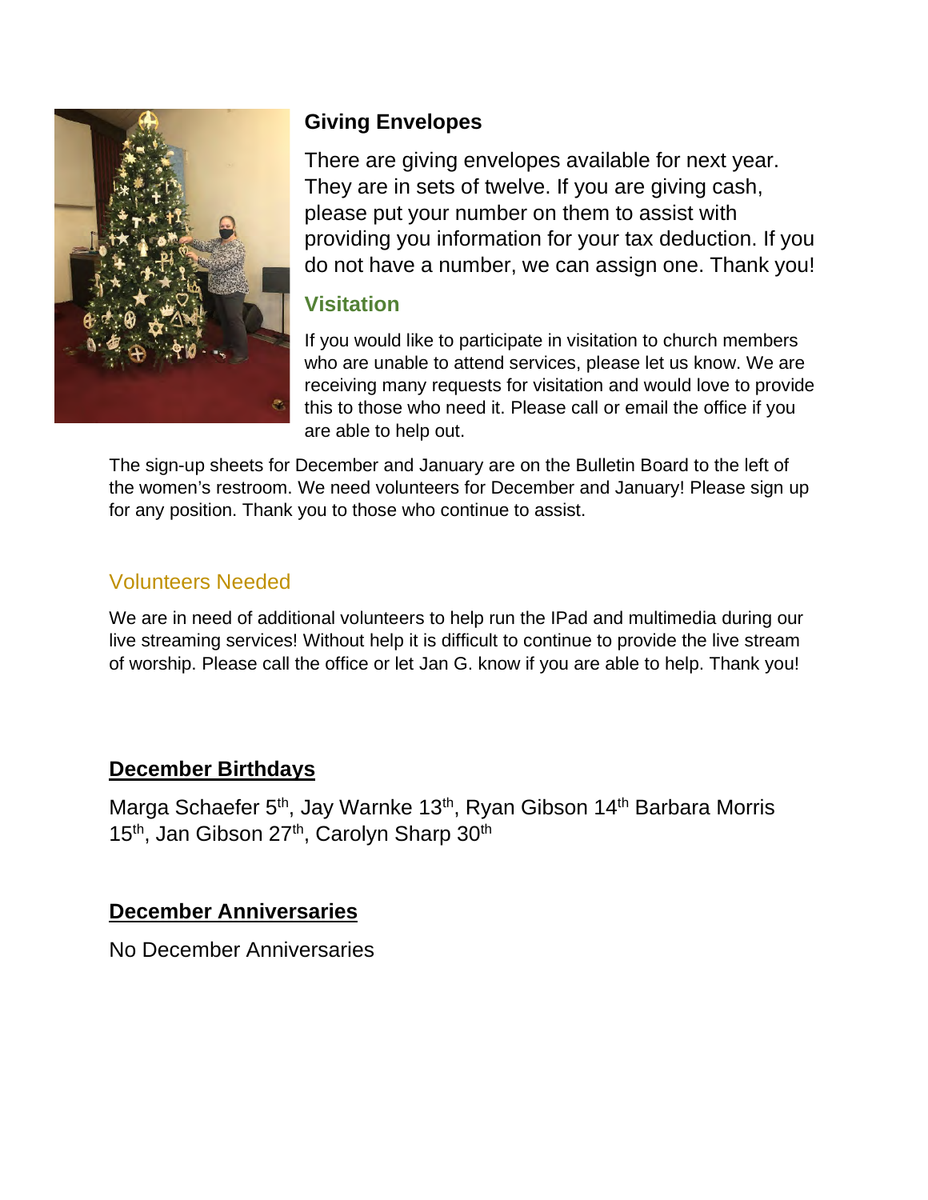## Giving Envelopes

There are giving envelopes available for next year. They are in sets of twelve. If you are giving cash, please put your number on them to assist with providing you information for your tax deduction. If you do not have a number, we can assign one. Thank you!

## Visitation

If you would like to participate in visitation to church members who are unable to attend services, please let us know. We are receiving many requests for visitation and would love to provide this to those who need it. Please call or email the office if you are able to help out.

The sign-up sheets for December and January are on the Bulletin Board to the left of the women's restroom. We need volunteers for December and January! Please sign up for any position. Thank you to those who continue to assist.

## Volunteers Needed

We are in need of additional volunteers to help run the IPad and multimedia during our live streaming services! Without help it is difficult to continue to provide the live stream of worship. Please call the office or let Jan G. know if you are able to help. Thank you!

## December Birthdays

Marga Schaefer 5th, Jay Warnke 13th, Ryan Gibson 14th Barbara Morris 15th, Jan Gibson 27th, Carolyn Sharp 30th

## December Anniversaries

No December Anniversaries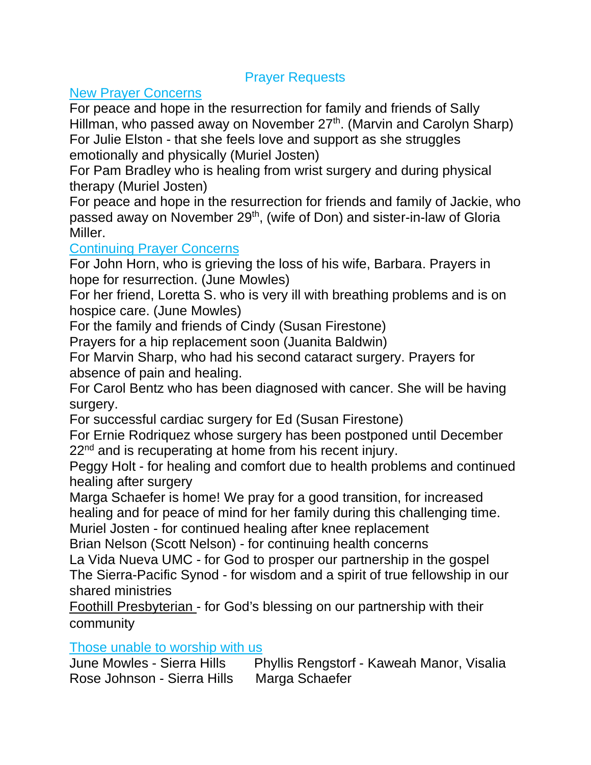# Prayer Requests

## New Prayer Concerns

For peace and hope in the resurrection for family and friends of Sally Hillman, who passed away on November 27th. (Marvin and Carolyn Sharp)
For Julie Elston - that she feels love and support as she struggles emotionally and physically (Muriel Josten)
For Pam Bradley who is healing from wrist surgery and during physical therapy (Muriel Josten)
For peace and hope in the resurrection for friends and family of Jackie, who passed away on November 29th, (wife of Don) and sister-in-law of Gloria Miller.

## Continuing Prayer Concerns

For John Horn, who is grieving the loss of his wife, Barbara. Prayers in hope for resurrection. (June Mowles)
For her friend, Loretta S. who is very ill with breathing problems and is on hospice care. (June Mowles)
For the family and friends of Cindy (Susan Firestone)
Prayers for a hip replacement soon (Juanita Baldwin)
For Marvin Sharp, who had his second cataract surgery. Prayers for absence of pain and healing.
For Carol Bentz who has been diagnosed with cancer. She will be having surgery.
For successful cardiac surgery for Ed (Susan Firestone)
For Ernie Rodriquez whose surgery has been postponed until December 22nd and is recuperating at home from his recent injury.
Peggy Holt - for healing and comfort due to health problems and continued healing after surgery
Marga Schaefer is home! We pray for a good transition, for increased healing and for peace of mind for her family during this challenging time.
Muriel Josten - for continued healing after knee replacement
Brian Nelson (Scott Nelson) - for continuing health concerns
La Vida Nueva UMC - for God to prosper our partnership in the gospel
The Sierra-Pacific Synod - for wisdom and a spirit of true fellowship in our shared ministries
Foothill Presbyterian - for God's blessing on our partnership with their community

## Those unable to worship with us

June Mowles - Sierra Hills
Phyllis Rengstorf - Kaweah Manor, Visalia
Rose Johnson - Sierra Hills
Marga Schaefer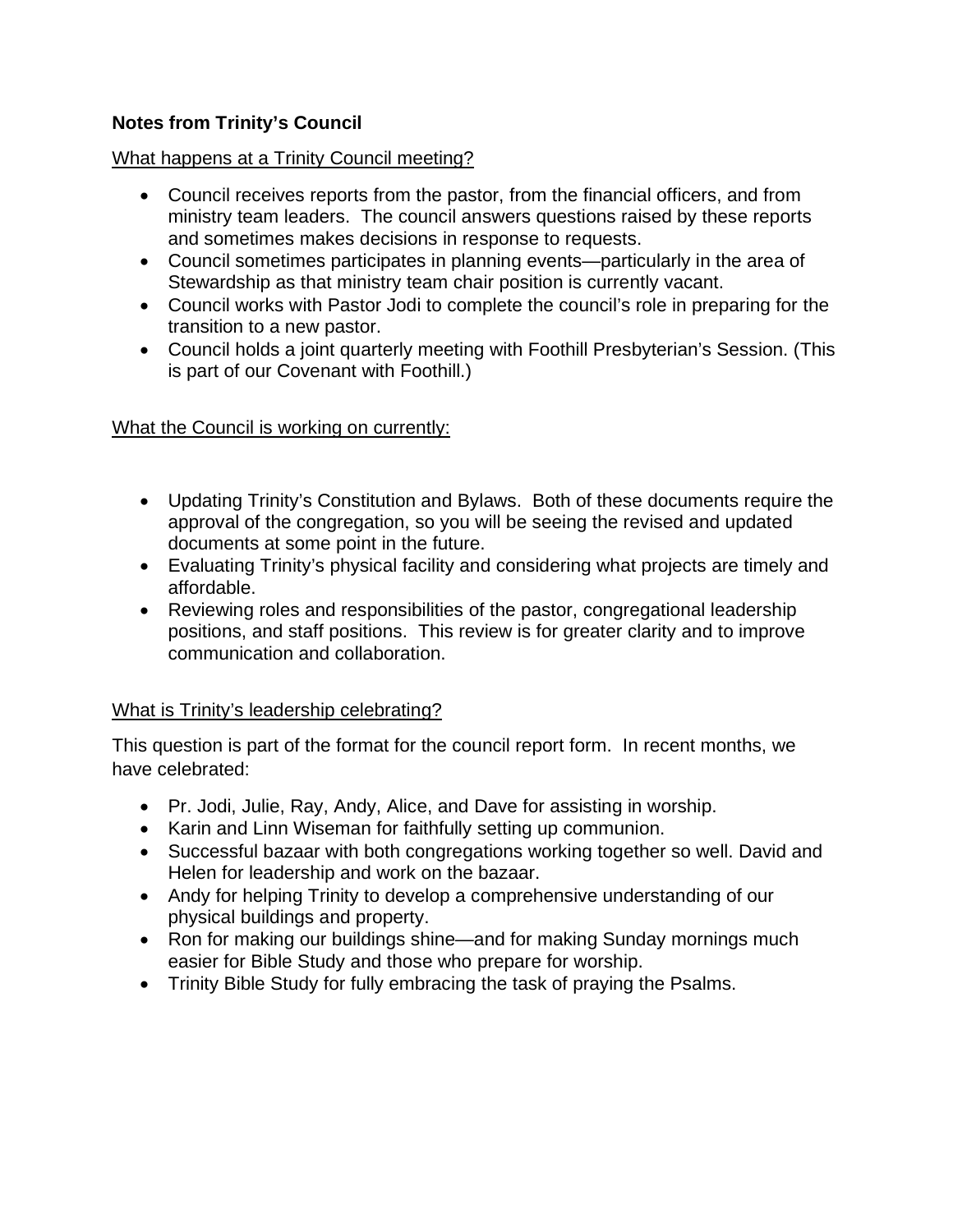**Notes from Trinity's Council**

What happens at a Trinity Council meeting?

- Council receives reports from the pastor, from the financial officers, and from ministry team leaders. The council answers questions raised by these reports and sometimes makes decisions in response to requests.
- Council sometimes participates in planning events—particularly in the area of Stewardship as that ministry team chair position is currently vacant.
- Council works with Pastor Jodi to complete the council's role in preparing for the transition to a new pastor.
- Council holds a joint quarterly meeting with Foothill Presbyterian's Session. (This is part of our Covenant with Foothill.)

What the Council is working on currently:

- Updating Trinity's Constitution and Bylaws. Both of these documents require the approval of the congregation, so you will be seeing the revised and updated documents at some point in the future.
- Evaluating Trinity's physical facility and considering what projects are timely and affordable.
- Reviewing roles and responsibilities of the pastor, congregational leadership positions, and staff positions. This review is for greater clarity and to improve communication and collaboration.

What is Trinity's leadership celebrating?

This question is part of the format for the council report form. In recent months, we have celebrated:

- Pr. Jodi, Julie, Ray, Andy, Alice, and Dave for assisting in worship.
- Karin and Linn Wiseman for faithfully setting up communion.
- Successful bazaar with both congregations working together so well. David and Helen for leadership and work on the bazaar.
- Andy for helping Trinity to develop a comprehensive understanding of our physical buildings and property.
- Ron for making our buildings shine—and for making Sunday mornings much easier for Bible Study and those who prepare for worship.
- Trinity Bible Study for fully embracing the task of praying the Psalms.